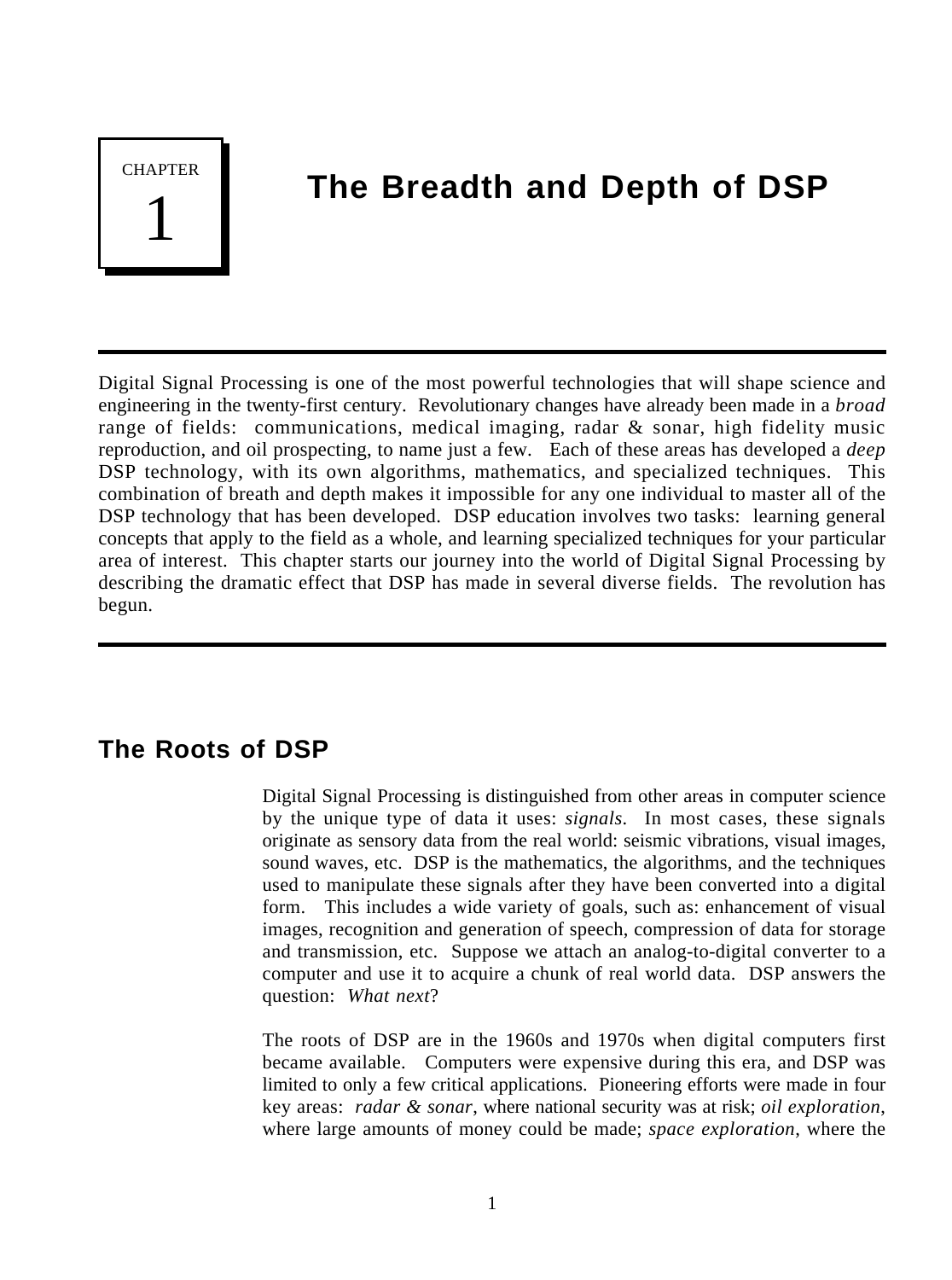# CHAPTER 1 The Breadth and Depth of DSP

Digital Signal Processing is one of the most powerful technologies that will shape science and engineering in the twenty-first century. Revolutionary changes have already been made in a *broad* range of fields: communications, medical imaging, radar & sonar, high fidelity music reproduction, and oil prospecting, to name just a few. Each of these areas has developed a *deep* DSP technology, with its own algorithms, mathematics, and specialized techniques. This combination of breath and depth makes it impossible for any one individual to master all of the DSP technology that has been developed. DSP education involves two tasks: learning general concepts that apply to the field as a whole, and learning specialized techniques for your particular area of interest. This chapter starts our journey into the world of Digital Signal Processing by describing the dramatic effect that DSP has made in several diverse fields. The revolution has begun.

## The Roots of DSP

Digital Signal Processing is distinguished from other areas in computer science by the unique type of data it uses: *signals*. In most cases, these signals originate as sensory data from the real world: seismic vibrations, visual images, sound waves, etc. DSP is the mathematics, the algorithms, and the techniques used to manipulate these signals after they have been converted into a digital form. This includes a wide variety of goals, such as: enhancement of visual images, recognition and generation of speech, compression of data for storage and transmission, etc. Suppose we attach an analog-to-digital converter to a computer and use it to acquire a chunk of real world data. DSP answers the question: *What next*?

The roots of DSP are in the 1960s and 1970s when digital computers first became available. Computers were expensive during this era, and DSP was limited to only a few critical applications. Pioneering efforts were made in four key areas: *radar & sonar*, where national security was at risk; *oil exploration*, where large amounts of money could be made; *space exploration*, where the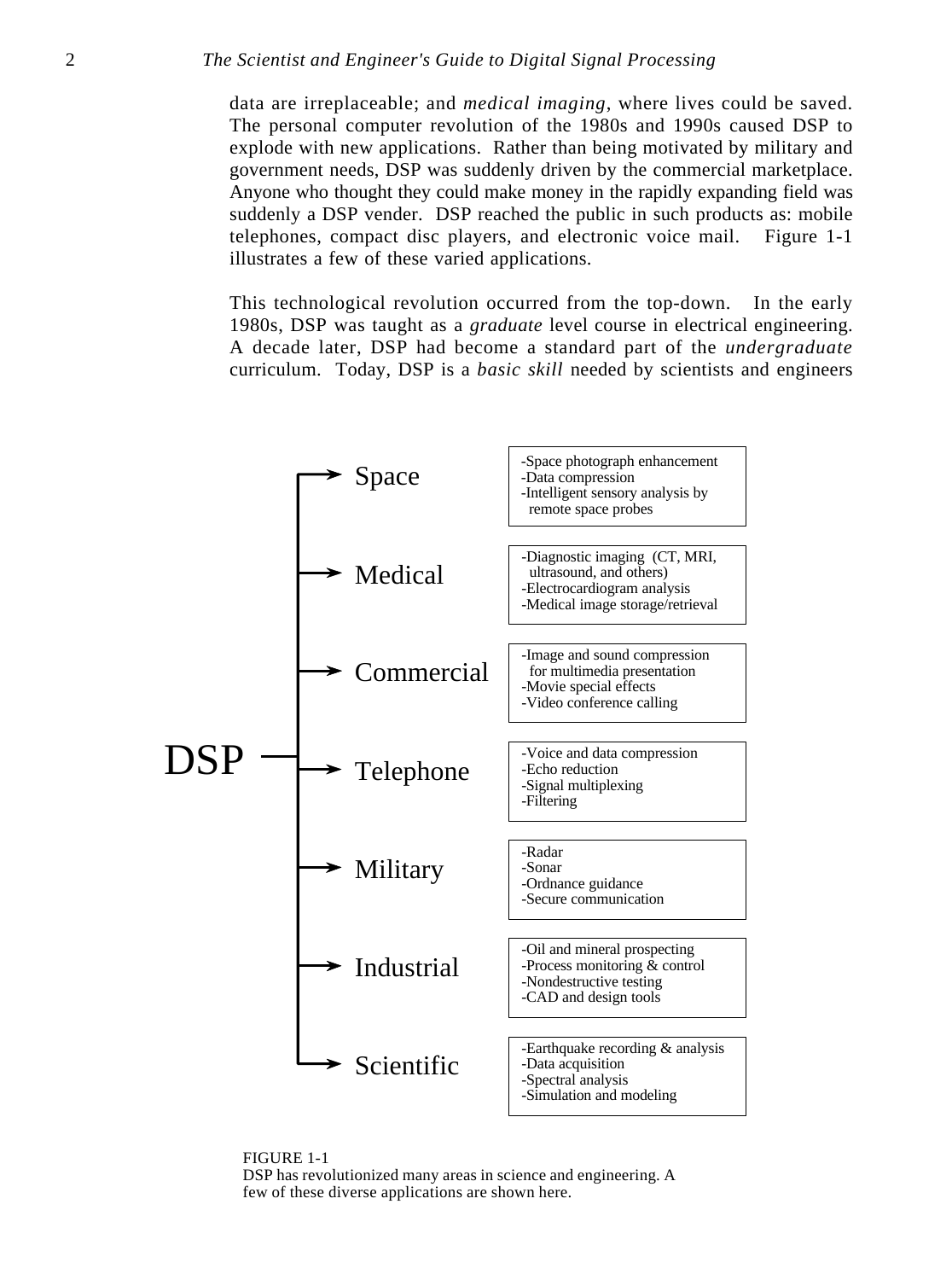data are irreplaceable; and *medical imaging*, where lives could be saved. The personal computer revolution of the 1980s and 1990s caused DSP to explode with new applications. Rather than being motivated by military and government needs, DSP was suddenly driven by the commercial marketplace. Anyone who thought they could make money in the rapidly expanding field was suddenly a DSP vender. DSP reached the public in such products as: mobile telephones, compact disc players, and electronic voice mail. Figure 1-1 illustrates a few of these varied applications.

This technological revolution occurred from the top-down. In the early 1980s, DSP was taught as a *graduate* level course in electrical engineering. A decade later, DSP had become a standard part of the *undergraduate* curriculum. Today, DSP is a *basic skill* needed by scientists and engineers

**DSP**

- **Space**
  - -Space photograph enhancement
  - -Data compression
  - -Intelligent sensory analysis by remote space probes
- **Medical**
  - -Diagnostic imaging (CT, MRI, ultrasound, and others)
  - -Electrocardiogram analysis
  - -Medical image storage/retrieval
- **Commercial**
  - -Image and sound compression for multimedia presentation
  - -Movie special effects
  - -Video conference calling
- **Telephone**
  - -Voice and data compression
  - -Echo reduction
  - -Signal multiplexing
  - -Filtering
- **Military**
  - -Radar
  - -Sonar
  - -Ordnance guidance
  - -Secure communication
- **Industrial**
  - -Oil and mineral prospecting
  - -Process monitoring & control
  - -Nondestructive testing
  - -CAD and design tools
- **Scientific**
  - -Earthquake recording & analysis
  - -Data acquisition
  - -Spectral analysis
  - -Simulation and modeling

FIGURE 1-1
DSP has revolutionized many areas in science and engineering. A few of these diverse applications are shown here.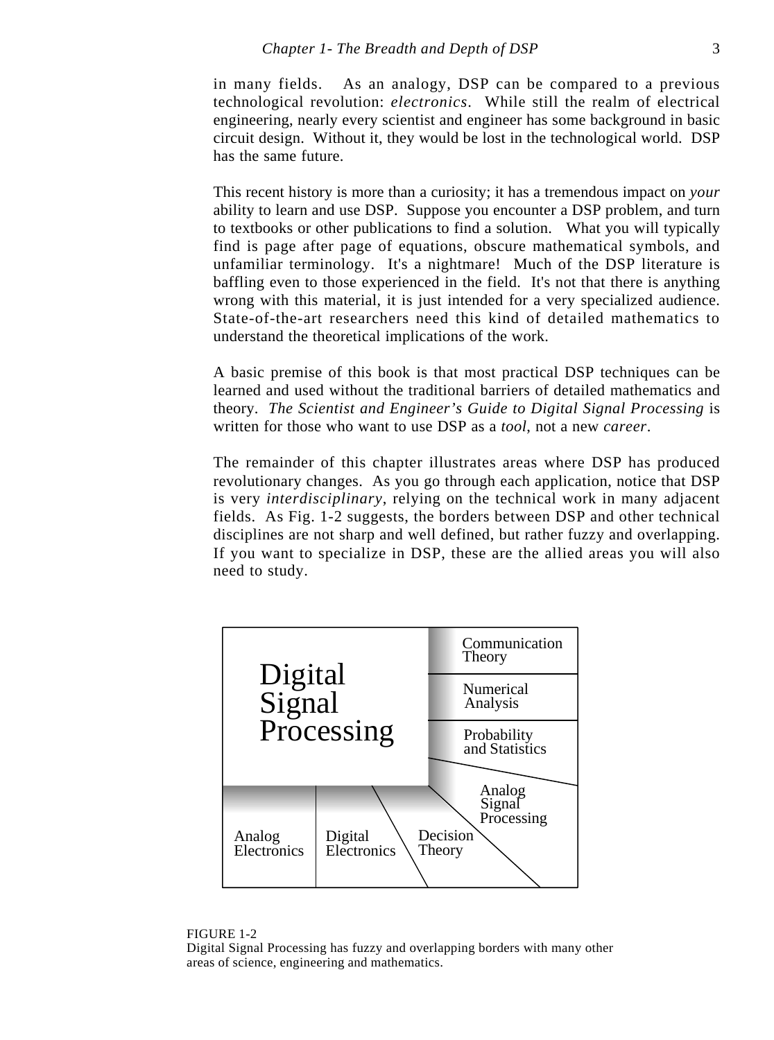in many fields. As an analogy, DSP can be compared to a previous technological revolution: *electronics*. While still the realm of electrical engineering, nearly every scientist and engineer has some background in basic circuit design. Without it, they would be lost in the technological world. DSP has the same future.

This recent history is more than a curiosity; it has a tremendous impact on *your* ability to learn and use DSP. Suppose you encounter a DSP problem, and turn to textbooks or other publications to find a solution. What you will typically find is page after page of equations, obscure mathematical symbols, and unfamiliar terminology. It's a nightmare! Much of the DSP literature is baffling even to those experienced in the field. It's not that there is anything wrong with this material, it is just intended for a very specialized audience. State-of-the-art researchers need this kind of detailed mathematics to understand the theoretical implications of the work.

A basic premise of this book is that most practical DSP techniques can be learned and used without the traditional barriers of detailed mathematics and theory. *The Scientist and Engineer's Guide to Digital Signal Processing* is written for those who want to use DSP as a *tool*, not a new *career*.

The remainder of this chapter illustrates areas where DSP has produced revolutionary changes. As you go through each application, notice that DSP is very *interdisciplinary*, relying on the technical work in many adjacent fields. As Fig. 1-2 suggests, the borders between DSP and other technical disciplines are not sharp and well defined, but rather fuzzy and overlapping. If you want to specialize in DSP, these are the allied areas you will also need to study.

Digital Signal Processing

Communication Theory

Numerical Analysis

Probability and Statistics

Analog Signal Processing

Decision Theory

Digital Electronics

Analog Electronics

FIGURE 1-2
Digital Signal Processing has fuzzy and overlapping borders with many other areas of science, engineering and mathematics.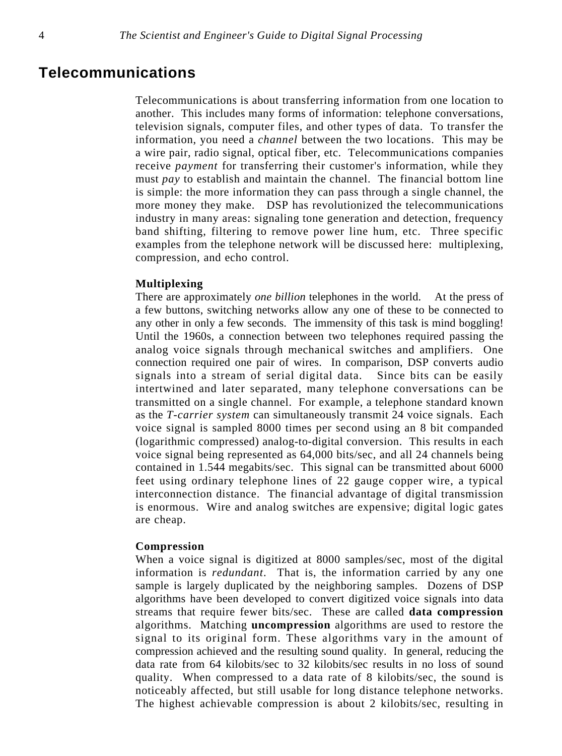## Telecommunications

Telecommunications is about transferring information from one location to another. This includes many forms of information: telephone conversations, television signals, computer files, and other types of data. To transfer the information, you need a *channel* between the two locations. This may be a wire pair, radio signal, optical fiber, etc. Telecommunications companies receive *payment* for transferring their customer's information, while they must *pay* to establish and maintain the channel. The financial bottom line is simple: the more information they can pass through a single channel, the more money they make. DSP has revolutionized the telecommunications industry in many areas: signaling tone generation and detection, frequency band shifting, filtering to remove power line hum, etc. Three specific examples from the telephone network will be discussed here: multiplexing, compression, and echo control.

### Multiplexing

There are approximately *one billion* telephones in the world. At the press of a few buttons, switching networks allow any one of these to be connected to any other in only a few seconds. The immensity of this task is mind boggling! Until the 1960s, a connection between two telephones required passing the analog voice signals through mechanical switches and amplifiers. One connection required one pair of wires. In comparison, DSP converts audio signals into a stream of serial digital data. Since bits can be easily intertwined and later separated, many telephone conversations can be transmitted on a single channel. For example, a telephone standard known as the *T-carrier system* can simultaneously transmit 24 voice signals. Each voice signal is sampled 8000 times per second using an 8 bit companded (logarithmic compressed) analog-to-digital conversion. This results in each voice signal being represented as 64,000 bits/sec, and all 24 channels being contained in 1.544 megabits/sec. This signal can be transmitted about 6000 feet using ordinary telephone lines of 22 gauge copper wire, a typical interconnection distance. The financial advantage of digital transmission is enormous. Wire and analog switches are expensive; digital logic gates are cheap.

### Compression

When a voice signal is digitized at 8000 samples/sec, most of the digital information is *redundant*. That is, the information carried by any one sample is largely duplicated by the neighboring samples. Dozens of DSP algorithms have been developed to convert digitized voice signals into data streams that require fewer bits/sec. These are called **data compression** algorithms. Matching **uncompression** algorithms are used to restore the signal to its original form. These algorithms vary in the amount of compression achieved and the resulting sound quality. In general, reducing the data rate from 64 kilobits/sec to 32 kilobits/sec results in no loss of sound quality. When compressed to a data rate of 8 kilobits/sec, the sound is noticeably affected, but still usable for long distance telephone networks. The highest achievable compression is about 2 kilobits/sec, resulting in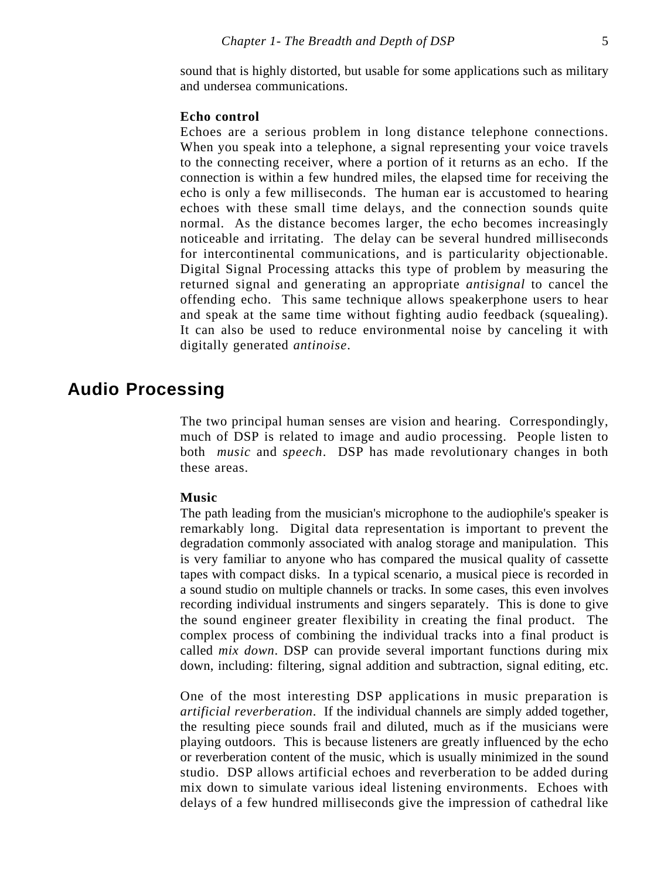sound that is highly distorted, but usable for some applications such as military and undersea communications.

**Echo control**

Echoes are a serious problem in long distance telephone connections. When you speak into a telephone, a signal representing your voice travels to the connecting receiver, where a portion of it returns as an echo. If the connection is within a few hundred miles, the elapsed time for receiving the echo is only a few milliseconds. The human ear is accustomed to hearing echoes with these small time delays, and the connection sounds quite normal. As the distance becomes larger, the echo becomes increasingly noticeable and irritating. The delay can be several hundred milliseconds for intercontinental communications, and is particularity objectionable. Digital Signal Processing attacks this type of problem by measuring the returned signal and generating an appropriate *antisignal* to cancel the offending echo. This same technique allows speakerphone users to hear and speak at the same time without fighting audio feedback (squealing). It can also be used to reduce environmental noise by canceling it with digitally generated *antinoise*.

## Audio Processing

The two principal human senses are vision and hearing. Correspondingly, much of DSP is related to image and audio processing. People listen to both *music* and *speech*. DSP has made revolutionary changes in both these areas.

**Music**

The path leading from the musician's microphone to the audiophile's speaker is remarkably long. Digital data representation is important to prevent the degradation commonly associated with analog storage and manipulation. This is very familiar to anyone who has compared the musical quality of cassette tapes with compact disks. In a typical scenario, a musical piece is recorded in a sound studio on multiple channels or tracks. In some cases, this even involves recording individual instruments and singers separately. This is done to give the sound engineer greater flexibility in creating the final product. The complex process of combining the individual tracks into a final product is called *mix down*. DSP can provide several important functions during mix down, including: filtering, signal addition and subtraction, signal editing, etc.

One of the most interesting DSP applications in music preparation is *artificial reverberation*. If the individual channels are simply added together, the resulting piece sounds frail and diluted, much as if the musicians were playing outdoors. This is because listeners are greatly influenced by the echo or reverberation content of the music, which is usually minimized in the sound studio. DSP allows artificial echoes and reverberation to be added during mix down to simulate various ideal listening environments. Echoes with delays of a few hundred milliseconds give the impression of cathedral like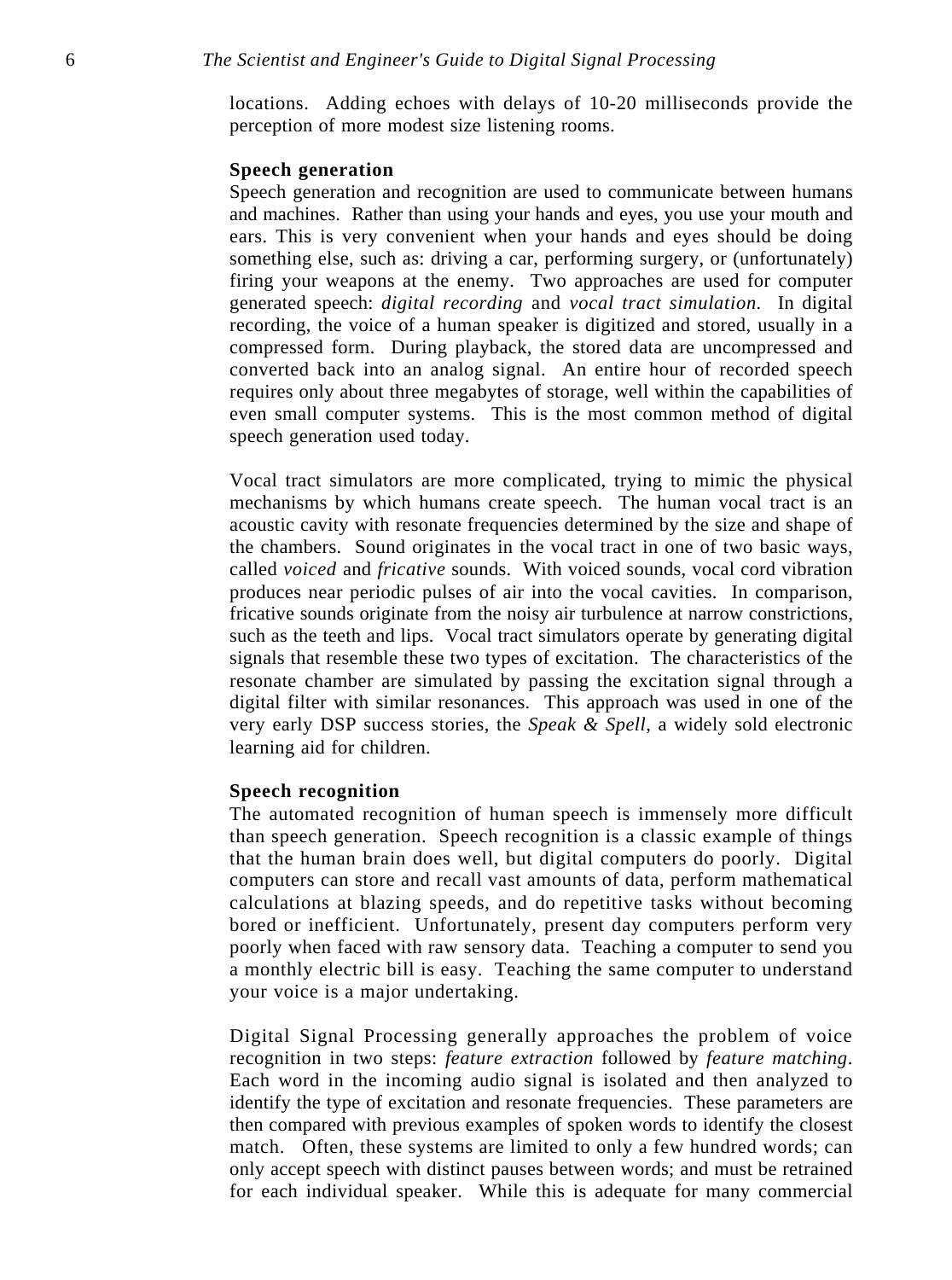locations. Adding echoes with delays of 10-20 milliseconds provide the perception of more modest size listening rooms.

**Speech generation**

Speech generation and recognition are used to communicate between humans and machines. Rather than using your hands and eyes, you use your mouth and ears. This is very convenient when your hands and eyes should be doing something else, such as: driving a car, performing surgery, or (unfortunately) firing your weapons at the enemy. Two approaches are used for computer generated speech: *digital recording* and *vocal tract simulation*. In digital recording, the voice of a human speaker is digitized and stored, usually in a compressed form. During playback, the stored data are uncompressed and converted back into an analog signal. An entire hour of recorded speech requires only about three megabytes of storage, well within the capabilities of even small computer systems. This is the most common method of digital speech generation used today.

Vocal tract simulators are more complicated, trying to mimic the physical mechanisms by which humans create speech. The human vocal tract is an acoustic cavity with resonate frequencies determined by the size and shape of the chambers. Sound originates in the vocal tract in one of two basic ways, called *voiced* and *fricative* sounds. With voiced sounds, vocal cord vibration produces near periodic pulses of air into the vocal cavities. In comparison, fricative sounds originate from the noisy air turbulence at narrow constrictions, such as the teeth and lips. Vocal tract simulators operate by generating digital signals that resemble these two types of excitation. The characteristics of the resonate chamber are simulated by passing the excitation signal through a digital filter with similar resonances. This approach was used in one of the very early DSP success stories, the *Speak & Spell*, a widely sold electronic learning aid for children.

**Speech recognition**

The automated recognition of human speech is immensely more difficult than speech generation. Speech recognition is a classic example of things that the human brain does well, but digital computers do poorly. Digital computers can store and recall vast amounts of data, perform mathematical calculations at blazing speeds, and do repetitive tasks without becoming bored or inefficient. Unfortunately, present day computers perform very poorly when faced with raw sensory data. Teaching a computer to send you a monthly electric bill is easy. Teaching the same computer to understand your voice is a major undertaking.

Digital Signal Processing generally approaches the problem of voice recognition in two steps: *feature extraction* followed by *feature matching*. Each word in the incoming audio signal is isolated and then analyzed to identify the type of excitation and resonate frequencies. These parameters are then compared with previous examples of spoken words to identify the closest match. Often, these systems are limited to only a few hundred words; can only accept speech with distinct pauses between words; and must be retrained for each individual speaker. While this is adequate for many commercial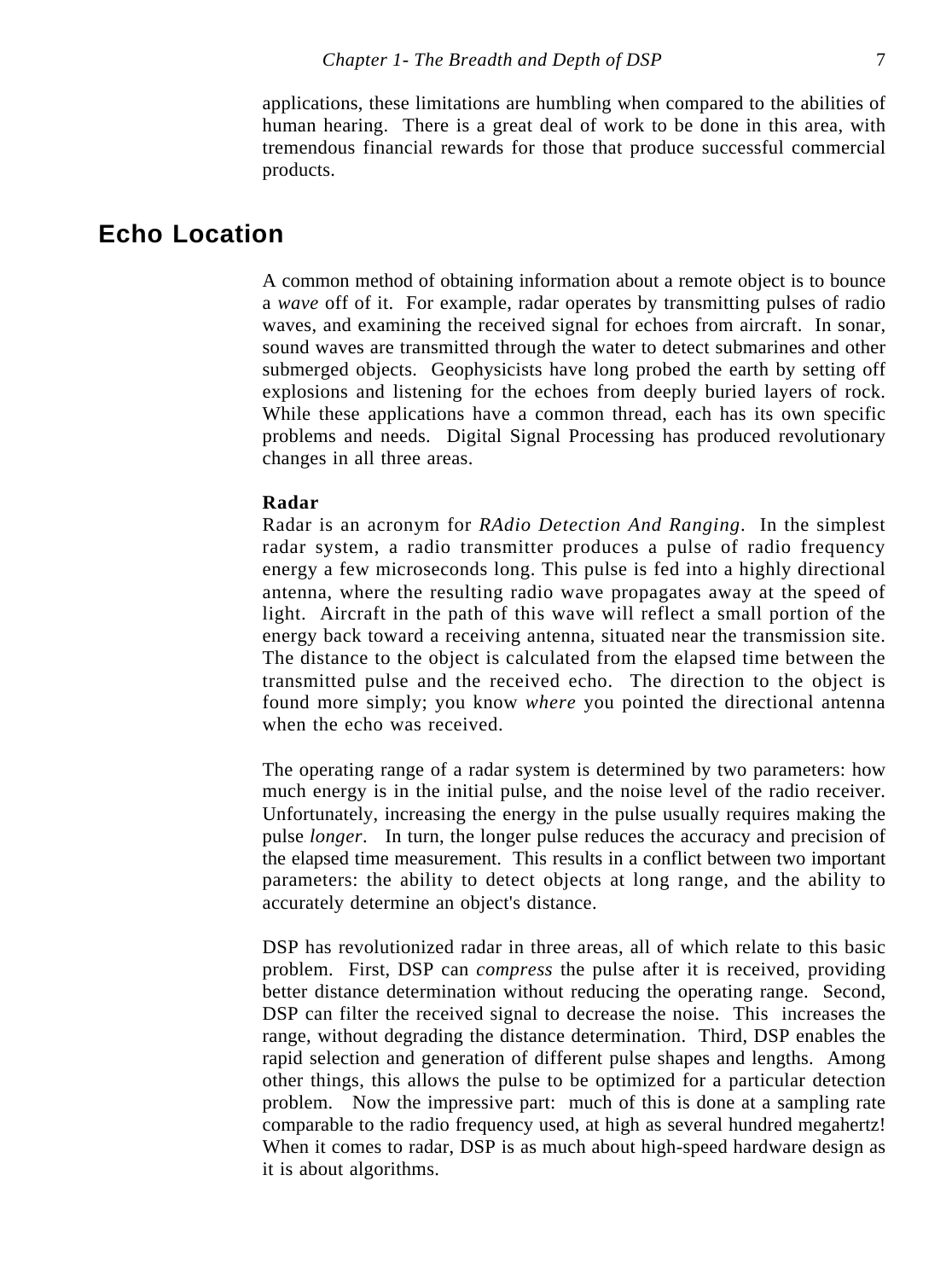applications, these limitations are humbling when compared to the abilities of human hearing. There is a great deal of work to be done in this area, with tremendous financial rewards for those that produce successful commercial products.

## Echo Location

A common method of obtaining information about a remote object is to bounce a *wave* off of it. For example, radar operates by transmitting pulses of radio waves, and examining the received signal for echoes from aircraft. In sonar, sound waves are transmitted through the water to detect submarines and other submerged objects. Geophysicists have long probed the earth by setting off explosions and listening for the echoes from deeply buried layers of rock. While these applications have a common thread, each has its own specific problems and needs. Digital Signal Processing has produced revolutionary changes in all three areas.

### Radar

Radar is an acronym for *RAdio Detection And Ranging*. In the simplest radar system, a radio transmitter produces a pulse of radio frequency energy a few microseconds long. This pulse is fed into a highly directional antenna, where the resulting radio wave propagates away at the speed of light. Aircraft in the path of this wave will reflect a small portion of the energy back toward a receiving antenna, situated near the transmission site. The distance to the object is calculated from the elapsed time between the transmitted pulse and the received echo. The direction to the object is found more simply; you know *where* you pointed the directional antenna when the echo was received.

The operating range of a radar system is determined by two parameters: how much energy is in the initial pulse, and the noise level of the radio receiver. Unfortunately, increasing the energy in the pulse usually requires making the pulse *longer*. In turn, the longer pulse reduces the accuracy and precision of the elapsed time measurement. This results in a conflict between two important parameters: the ability to detect objects at long range, and the ability to accurately determine an object's distance.

DSP has revolutionized radar in three areas, all of which relate to this basic problem. First, DSP can *compress* the pulse after it is received, providing better distance determination without reducing the operating range. Second, DSP can filter the received signal to decrease the noise. This increases the range, without degrading the distance determination. Third, DSP enables the rapid selection and generation of different pulse shapes and lengths. Among other things, this allows the pulse to be optimized for a particular detection problem. Now the impressive part: much of this is done at a sampling rate comparable to the radio frequency used, at high as several hundred megahertz! When it comes to radar, DSP is as much about high-speed hardware design as it is about algorithms.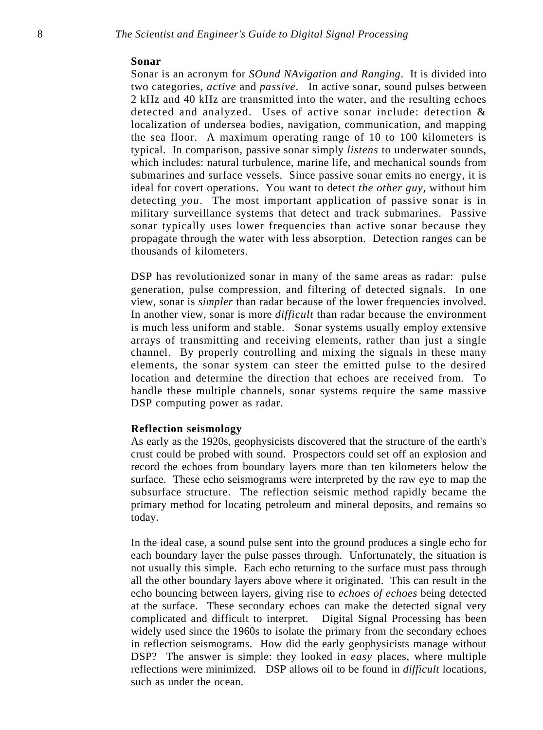### Sonar

Sonar is an acronym for *SOund NAvigation and Ranging*. It is divided into two categories, *active* and *passive*. In active sonar, sound pulses between 2 kHz and 40 kHz are transmitted into the water, and the resulting echoes detected and analyzed. Uses of active sonar include: detection & localization of undersea bodies, navigation, communication, and mapping the sea floor. A maximum operating range of 10 to 100 kilometers is typical. In comparison, passive sonar simply *listens* to underwater sounds, which includes: natural turbulence, marine life, and mechanical sounds from submarines and surface vessels. Since passive sonar emits no energy, it is ideal for covert operations. You want to detect *the other guy*, without him detecting *you*. The most important application of passive sonar is in military surveillance systems that detect and track submarines. Passive sonar typically uses lower frequencies than active sonar because they propagate through the water with less absorption. Detection ranges can be thousands of kilometers.

DSP has revolutionized sonar in many of the same areas as radar: pulse generation, pulse compression, and filtering of detected signals. In one view, sonar is *simpler* than radar because of the lower frequencies involved. In another view, sonar is more *difficult* than radar because the environment is much less uniform and stable. Sonar systems usually employ extensive arrays of transmitting and receiving elements, rather than just a single channel. By properly controlling and mixing the signals in these many elements, the sonar system can steer the emitted pulse to the desired location and determine the direction that echoes are received from. To handle these multiple channels, sonar systems require the same massive DSP computing power as radar.

### Reflection seismology

As early as the 1920s, geophysicists discovered that the structure of the earth's crust could be probed with sound. Prospectors could set off an explosion and record the echoes from boundary layers more than ten kilometers below the surface. These echo seismograms were interpreted by the raw eye to map the subsurface structure. The reflection seismic method rapidly became the primary method for locating petroleum and mineral deposits, and remains so today.

In the ideal case, a sound pulse sent into the ground produces a single echo for each boundary layer the pulse passes through. Unfortunately, the situation is not usually this simple. Each echo returning to the surface must pass through all the other boundary layers above where it originated. This can result in the echo bouncing between layers, giving rise to *echoes of echoes* being detected at the surface. These secondary echoes can make the detected signal very complicated and difficult to interpret. Digital Signal Processing has been widely used since the 1960s to isolate the primary from the secondary echoes in reflection seismograms. How did the early geophysicists manage without DSP? The answer is simple: they looked in *easy* places, where multiple reflections were minimized. DSP allows oil to be found in *difficult* locations, such as under the ocean.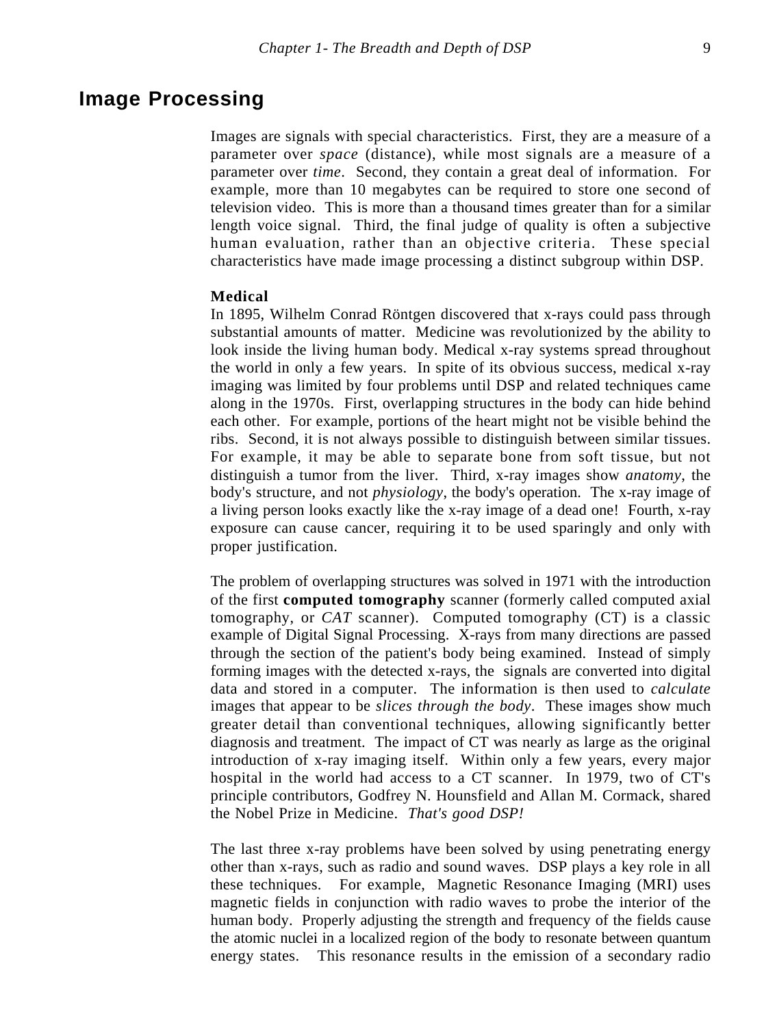## Image Processing

Images are signals with special characteristics. First, they are a measure of a parameter over *space* (distance), while most signals are a measure of a parameter over *time*. Second, they contain a great deal of information. For example, more than 10 megabytes can be required to store one second of television video. This is more than a thousand times greater than for a similar length voice signal. Third, the final judge of quality is often a subjective human evaluation, rather than an objective criteria. These special characteristics have made image processing a distinct subgroup within DSP.

**Medical**

In 1895, Wilhelm Conrad Röntgen discovered that x-rays could pass through substantial amounts of matter. Medicine was revolutionized by the ability to look inside the living human body. Medical x-ray systems spread throughout the world in only a few years. In spite of its obvious success, medical x-ray imaging was limited by four problems until DSP and related techniques came along in the 1970s. First, overlapping structures in the body can hide behind each other. For example, portions of the heart might not be visible behind the ribs. Second, it is not always possible to distinguish between similar tissues. For example, it may be able to separate bone from soft tissue, but not distinguish a tumor from the liver. Third, x-ray images show *anatomy*, the body's structure, and not *physiology*, the body's operation. The x-ray image of a living person looks exactly like the x-ray image of a dead one! Fourth, x-ray exposure can cause cancer, requiring it to be used sparingly and only with proper justification.

The problem of overlapping structures was solved in 1971 with the introduction of the first **computed tomography** scanner (formerly called computed axial tomography, or *CAT* scanner). Computed tomography (CT) is a classic example of Digital Signal Processing. X-rays from many directions are passed through the section of the patient's body being examined. Instead of simply forming images with the detected x-rays, the signals are converted into digital data and stored in a computer. The information is then used to *calculate* images that appear to be *slices through the body*. These images show much greater detail than conventional techniques, allowing significantly better diagnosis and treatment. The impact of CT was nearly as large as the original introduction of x-ray imaging itself. Within only a few years, every major hospital in the world had access to a CT scanner. In 1979, two of CT's principle contributors, Godfrey N. Hounsfield and Allan M. Cormack, shared the Nobel Prize in Medicine. *That's good DSP!*

The last three x-ray problems have been solved by using penetrating energy other than x-rays, such as radio and sound waves. DSP plays a key role in all these techniques. For example, Magnetic Resonance Imaging (MRI) uses magnetic fields in conjunction with radio waves to probe the interior of the human body. Properly adjusting the strength and frequency of the fields cause the atomic nuclei in a localized region of the body to resonate between quantum energy states. This resonance results in the emission of a secondary radio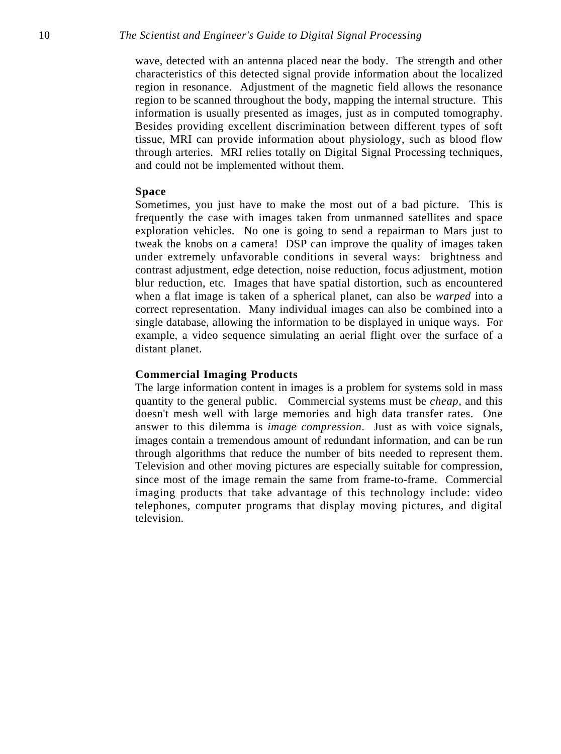wave, detected with an antenna placed near the body. The strength and other characteristics of this detected signal provide information about the localized region in resonance. Adjustment of the magnetic field allows the resonance region to be scanned throughout the body, mapping the internal structure. This information is usually presented as images, just as in computed tomography. Besides providing excellent discrimination between different types of soft tissue, MRI can provide information about physiology, such as blood flow through arteries. MRI relies totally on Digital Signal Processing techniques, and could not be implemented without them.

### Space

Sometimes, you just have to make the most out of a bad picture. This is frequently the case with images taken from unmanned satellites and space exploration vehicles. No one is going to send a repairman to Mars just to tweak the knobs on a camera! DSP can improve the quality of images taken under extremely unfavorable conditions in several ways: brightness and contrast adjustment, edge detection, noise reduction, focus adjustment, motion blur reduction, etc. Images that have spatial distortion, such as encountered when a flat image is taken of a spherical planet, can also be *warped* into a correct representation. Many individual images can also be combined into a single database, allowing the information to be displayed in unique ways. For example, a video sequence simulating an aerial flight over the surface of a distant planet.

### Commercial Imaging Products

The large information content in images is a problem for systems sold in mass quantity to the general public. Commercial systems must be *cheap*, and this doesn't mesh well with large memories and high data transfer rates. One answer to this dilemma is *image compression*. Just as with voice signals, images contain a tremendous amount of redundant information, and can be run through algorithms that reduce the number of bits needed to represent them. Television and other moving pictures are especially suitable for compression, since most of the image remain the same from frame-to-frame. Commercial imaging products that take advantage of this technology include: video telephones, computer programs that display moving pictures, and digital television.